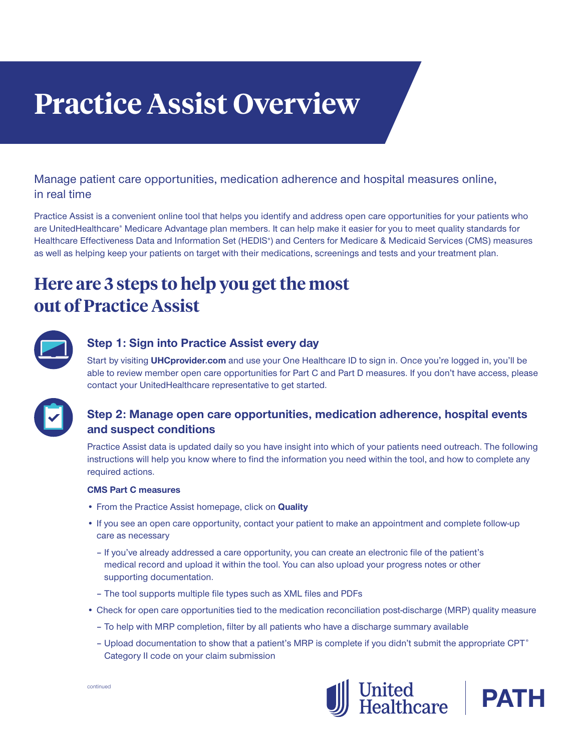# Practice Assist Overview

Manage patient care opportunities, medication adherence and hospital measures online, in real time

Practice Assist is a convenient online tool that helps you identify and address open care opportunities for your patients who are UnitedHealthcare® Medicare Advantage plan members. It can help make it easier for you to meet quality standards for Healthcare Effectiveness Data and Information Set (HEDIS®) and Centers for Medicare & Medicaid Services (CMS) measures as well as helping keep your patients on target with their medications, screenings and tests and your treatment plan.

## Here are 3 steps to help you get the most out of Practice Assist

### Step 1: Sign into Practice Assist every day

Start by visiting **UHCprovider.com** and use your One Healthcare ID to sign in. Once you're logged in, you'll be able to review member open care opportunities for Part C and Part D measures. If you don't have access, please contact your UnitedHealthcare representative to get started.

### Step 2: Manage open care opportunities, medication adherence, hospital events and suspect conditions

Practice Assist data is updated daily so you have insight into which of your patients need outreach. The following instructions will help you know where to find the information you need within the tool, and how to complete any required actions.

**CMS Part C measures**

- From the Practice Assist homepage, click on **Quality**
- If you see an open care opportunity, contact your patient to make an appointment and complete follow-up care as necessary
  - If you've already addressed a care opportunity, you can create an electronic file of the patient's medical record and upload it within the tool. You can also upload your progress notes or other supporting documentation.
  - The tool supports multiple file types such as XML files and PDFs
- Check for open care opportunities tied to the medication reconciliation post-discharge (MRP) quality measure
  - To help with MRP completion, filter by all patients who have a discharge summary available
  - Upload documentation to show that a patient's MRP is complete if you didn't submit the appropriate CPT® Category II code on your claim submission

continued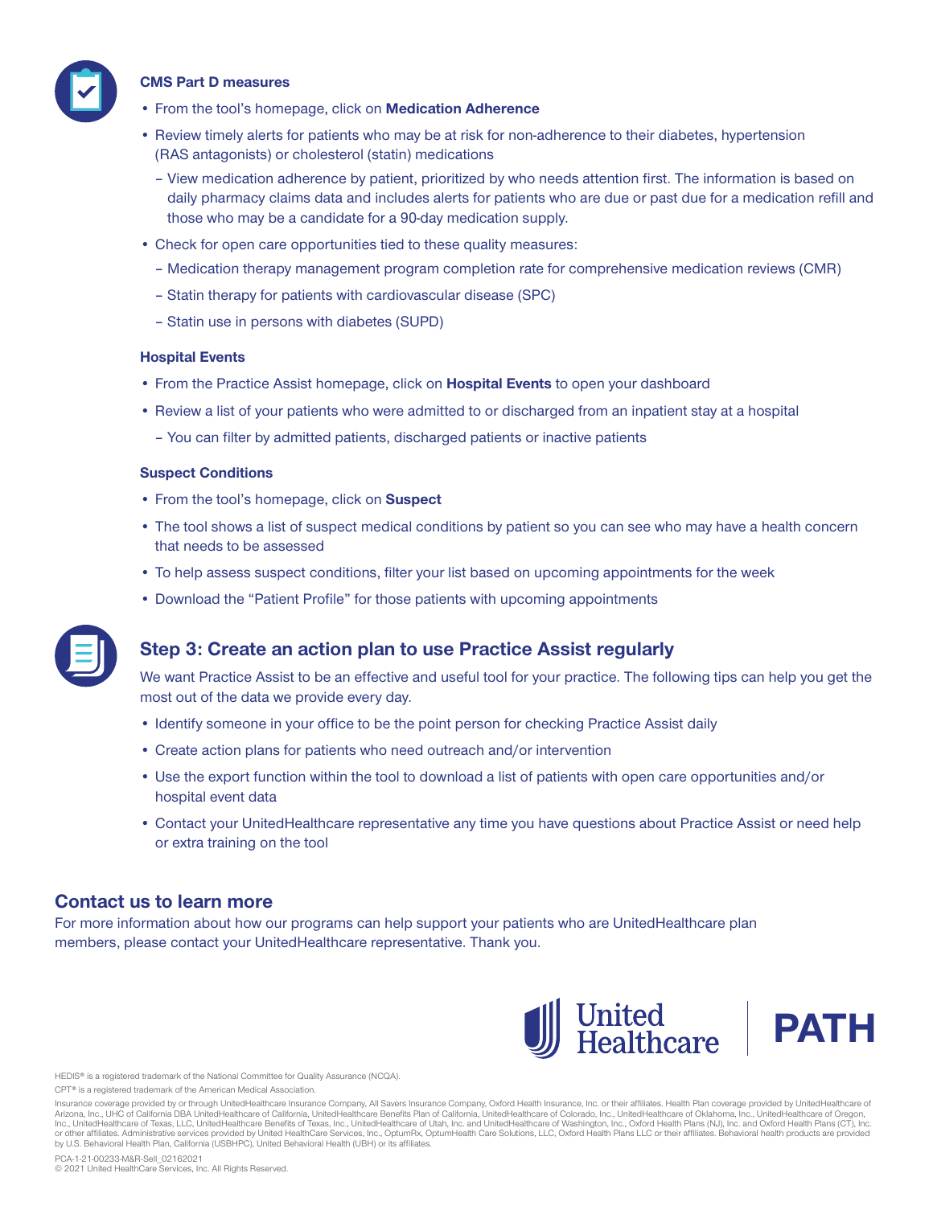### CMS Part D measures

- From the tool's homepage, click on **Medication Adherence**
- Review timely alerts for patients who may be at risk for non-adherence to their diabetes, hypertension (RAS antagonists) or cholesterol (statin) medications
  - View medication adherence by patient, prioritized by who needs attention first. The information is based on daily pharmacy claims data and includes alerts for patients who are due or past due for a medication refill and those who may be a candidate for a 90-day medication supply.
- Check for open care opportunities tied to these quality measures:
  - Medication therapy management program completion rate for comprehensive medication reviews (CMR)
  - Statin therapy for patients with cardiovascular disease (SPC)
  - Statin use in persons with diabetes (SUPD)

### Hospital Events

- From the Practice Assist homepage, click on **Hospital Events** to open your dashboard
- Review a list of your patients who were admitted to or discharged from an inpatient stay at a hospital
  - You can filter by admitted patients, discharged patients or inactive patients

### Suspect Conditions

- From the tool's homepage, click on **Suspect**
- The tool shows a list of suspect medical conditions by patient so you can see who may have a health concern that needs to be assessed
- To help assess suspect conditions, filter your list based on upcoming appointments for the week
- Download the "Patient Profile" for those patients with upcoming appointments

## Step 3: Create an action plan to use Practice Assist regularly

We want Practice Assist to be an effective and useful tool for your practice. The following tips can help you get the most out of the data we provide every day.

- Identify someone in your office to be the point person for checking Practice Assist daily
- Create action plans for patients who need outreach and/or intervention
- Use the export function within the tool to download a list of patients with open care opportunities and/or hospital event data
- Contact your UnitedHealthcare representative any time you have questions about Practice Assist or need help or extra training on the tool

## Contact us to learn more

For more information about how our programs can help support your patients who are UnitedHealthcare plan members, please contact your UnitedHealthcare representative. Thank you.

United Healthcare | PATH

HEDIS® is a registered trademark of the National Committee for Quality Assurance (NCQA).

CPT® is a registered trademark of the American Medical Association.

Insurance coverage provided by or through UnitedHealthcare Insurance Company, All Savers Insurance Company, Oxford Health Insurance, Inc. or their affiliates. Health Plan coverage provided by UnitedHealthcare of Arizona, Inc., UHC of California DBA UnitedHealthcare of California, UnitedHealthcare Benefits Plan of California, UnitedHealthcare of Colorado, Inc., UnitedHealthcare of Oklahoma, Inc., UnitedHealthcare of Oregon, Inc., UnitedHealthcare of Texas, LLC, UnitedHealthcare Benefits of Texas, Inc., UnitedHealthcare of Utah, Inc. and UnitedHealthcare of Washington, Inc., Oxford Health Plans (NJ), Inc. and Oxford Health Plans (CT), Inc. or other affiliates. Administrative services provided by United HealthCare Services, Inc., OptumRx, OptumHealth Care Solutions, LLC, Oxford Health Plans LLC or their affiliates. Behavioral health products are provided by U.S. Behavioral Health Plan, California (USBHPC), United Behavioral Health (UBH) or its affiliates.

PCA-1-21-00233-M&R-Sell_02162021
© 2021 United HealthCare Services, Inc. All Rights Reserved.